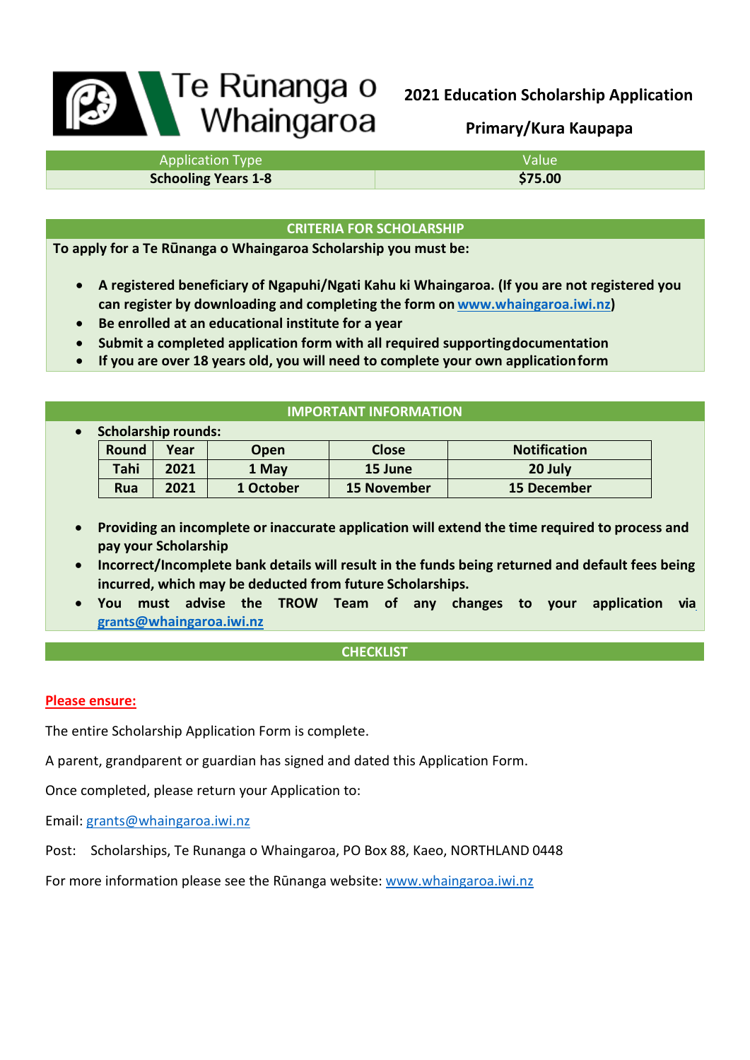# Te Rūnanga o Whaingaroa

## 2021 Education Scholarship Application

### Primary/Kura Kaupapa

| Application Type | Value |
|---|---|
| **Schooling Years 1-8** | **$75.00** |

## CRITERIA FOR SCHOLARSHIP

**To apply for a Te Rūnanga o Whaingaroa Scholarship you must be:**

- **A registered beneficiary of Ngapuhi/Ngati Kahu ki Whaingaroa. (If you are not registered you can register by downloading and completing the form on www.whaingaroa.iwi.nz)**
- **Be enrolled at an educational institute for a year**
- **Submit a completed application form with all required supporting documentation**
- **If you are over 18 years old, you will need to complete your own application form**

## IMPORTANT INFORMATION

- **Scholarship rounds:**

| Round | Year | Open | Close | Notification |
|---|---|---|---|---|
| Tahi | 2021 | 1 May | 15 June | 20 July |
| Rua | 2021 | 1 October | 15 November | 15 December |

- **Providing an incomplete or inaccurate application will extend the time required to process and pay your Scholarship**
- **Incorrect/Incomplete bank details will result in the funds being returned and default fees being incurred, which may be deducted from future Scholarships.**
- **You must advise the TROW Team of any changes to your application via grants@whaingaroa.iwi.nz**

## CHECKLIST

**Please ensure:**

The entire Scholarship Application Form is complete.

A parent, grandparent or guardian has signed and dated this Application Form.

Once completed, please return your Application to:

Email: grants@whaingaroa.iwi.nz

Post: Scholarships, Te Runanga o Whaingaroa, PO Box 88, Kaeo, NORTHLAND 0448

For more information please see the Rūnanga website: www.whaingaroa.iwi.nz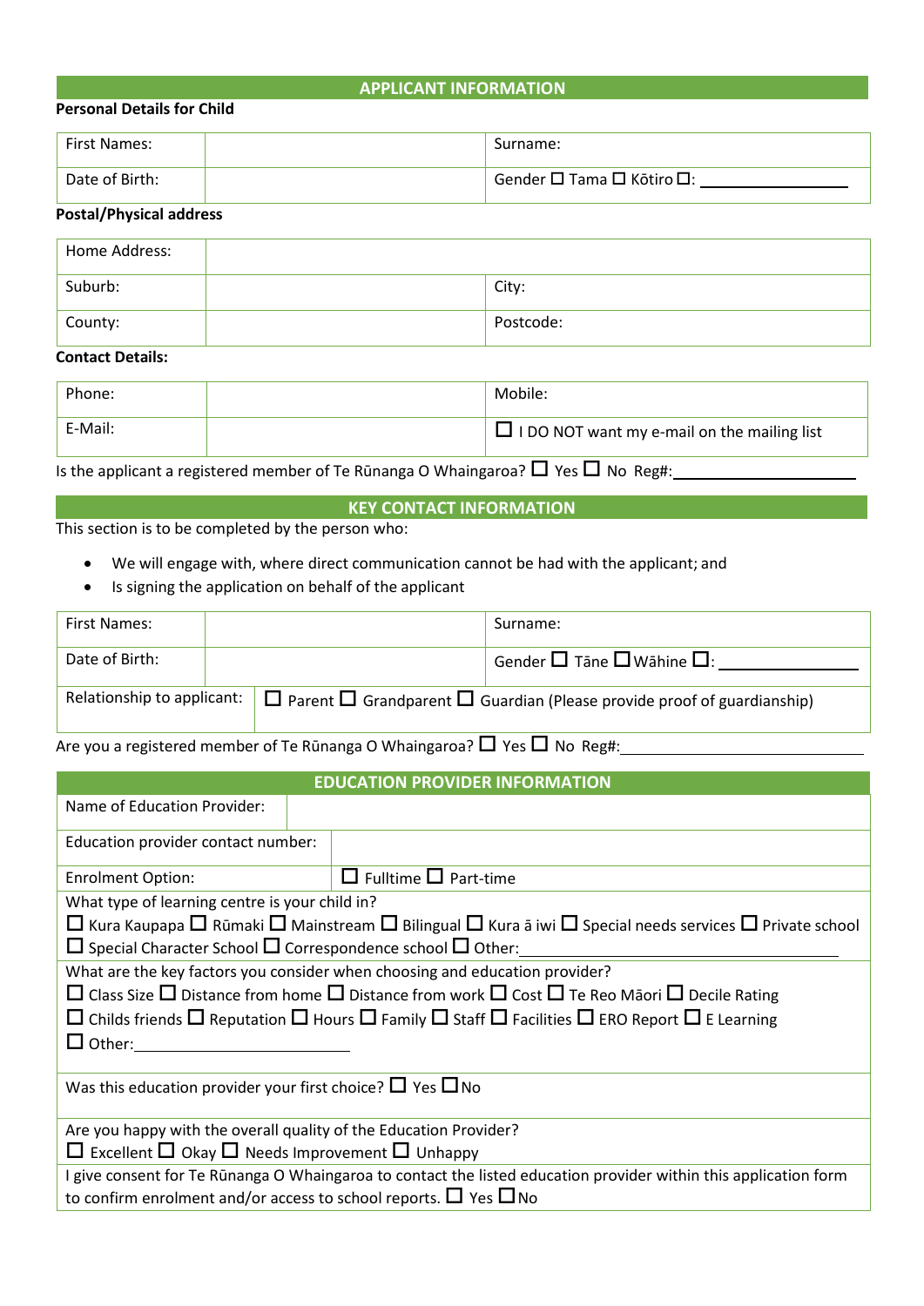## APPLICANT INFORMATION

**Personal Details for Child**

| First Names: | | Surname: |
|---|---|---|
| Date of Birth: | | Gender ☐ Tama ☐ Kōtiro ☐: ________________ |

**Postal/Physical address**

| Home Address: | | |
|---|---|---|
| Suburb: | | City: |
| County: | | Postcode: |

**Contact Details:**

| Phone: | | Mobile: |
|---|---|---|
| E-Mail: | | ☐ I DO NOT want my e-mail on the mailing list |

Is the applicant a registered member of Te Rūnanga O Whaingaroa? ☐ Yes ☐ No Reg#: ____________________

## KEY CONTACT INFORMATION

This section is to be completed by the person who:

- We will engage with, where direct communication cannot be had with the applicant; and
- Is signing the application on behalf of the applicant

| First Names: | | Surname: |
|---|---|---|
| Date of Birth: | | Gender ☐ Tāne ☐ Wāhine ☐: ________________ |
| Relationship to applicant: | ☐ Parent ☐ Grandparent ☐ Guardian (Please provide proof of guardianship) | |

Are you a registered member of Te Rūnanga O Whaingaroa? ☐ Yes ☐ No Reg#: ____________________

## EDUCATION PROVIDER INFORMATION

| Name of Education Provider: | |
|---|---|
| Education provider contact number: | |
| Enrolment Option: | ☐ Fulltime ☐ Part-time |

What type of learning centre is your child in?
☐ Kura Kaupapa ☐ Rūmaki ☐ Mainstream ☐ Bilingual ☐ Kura ā iwi ☐ Special needs services ☐ Private school ☐ Special Character School ☐ Correspondence school ☐ Other: ____________________

What are the key factors you consider when choosing and education provider?
☐ Class Size ☐ Distance from home ☐ Distance from work ☐ Cost ☐ Te Reo Māori ☐ Decile Rating ☐ Childs friends ☐ Reputation ☐ Hours ☐ Family ☐ Staff ☐ Facilities ☐ ERO Report ☐ E Learning ☐ Other: ____________________

Was this education provider your first choice? ☐ Yes ☐ No

Are you happy with the overall quality of the Education Provider?
☐ Excellent ☐ Okay ☐ Needs Improvement ☐ Unhappy

I give consent for Te Rūnanga O Whaingaroa to contact the listed education provider within this application form to confirm enrolment and/or access to school reports. ☐ Yes ☐ No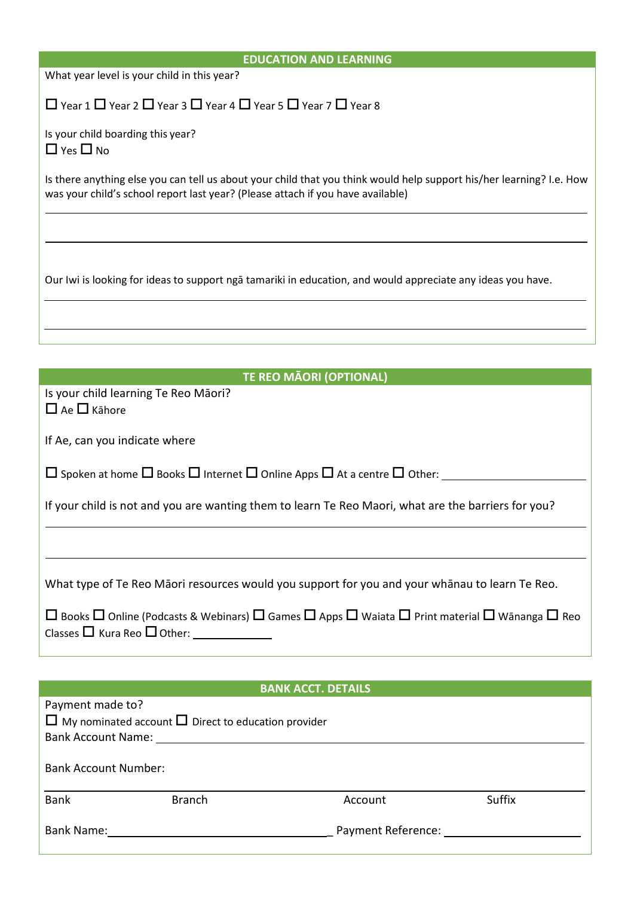## EDUCATION AND LEARNING

What year level is your child in this year?

☐ Year 1 ☐ Year 2 ☐ Year 3 ☐ Year 4 ☐ Year 5 ☐ Year 7 ☐ Year 8

Is your child boarding this year?
☐ Yes ☐ No

Is there anything else you can tell us about your child that you think would help support his/her learning? I.e. How was your child's school report last year? (Please attach if you have available)

_______________________________________________

_______________________________________________

Our Iwi is looking for ideas to support ngā tamariki in education, and would appreciate any ideas you have.

_______________________________________________

_______________________________________________

## TE REO MĀORI (OPTIONAL)

Is your child learning Te Reo Māori?
☐ Ae ☐ Kāhore

If Ae, can you indicate where

☐ Spoken at home ☐ Books ☐ Internet ☐ Online Apps ☐ At a centre ☐ Other: ____________________

If your child is not and you are wanting them to learn Te Reo Maori, what are the barriers for you?

_______________________________________________

_______________________________________________

What type of Te Reo Māori resources would you support for you and your whānau to learn Te Reo.

☐ Books ☐ Online (Podcasts & Webinars) ☐ Games ☐ Apps ☐ Waiata ☐ Print material ☐ Wānanga ☐ Reo Classes ☐ Kura Reo ☐ Other: ____________

## BANK ACCT. DETAILS

Payment made to?
☐ My nominated account ☐ Direct to education provider

Bank Account Name: ____________________________________________

Bank Account Number:

| Bank | Branch | Account | Suffix |
|---|---|---|---|
| | | | |

Bank Name: ______________________________ Payment Reference: ____________________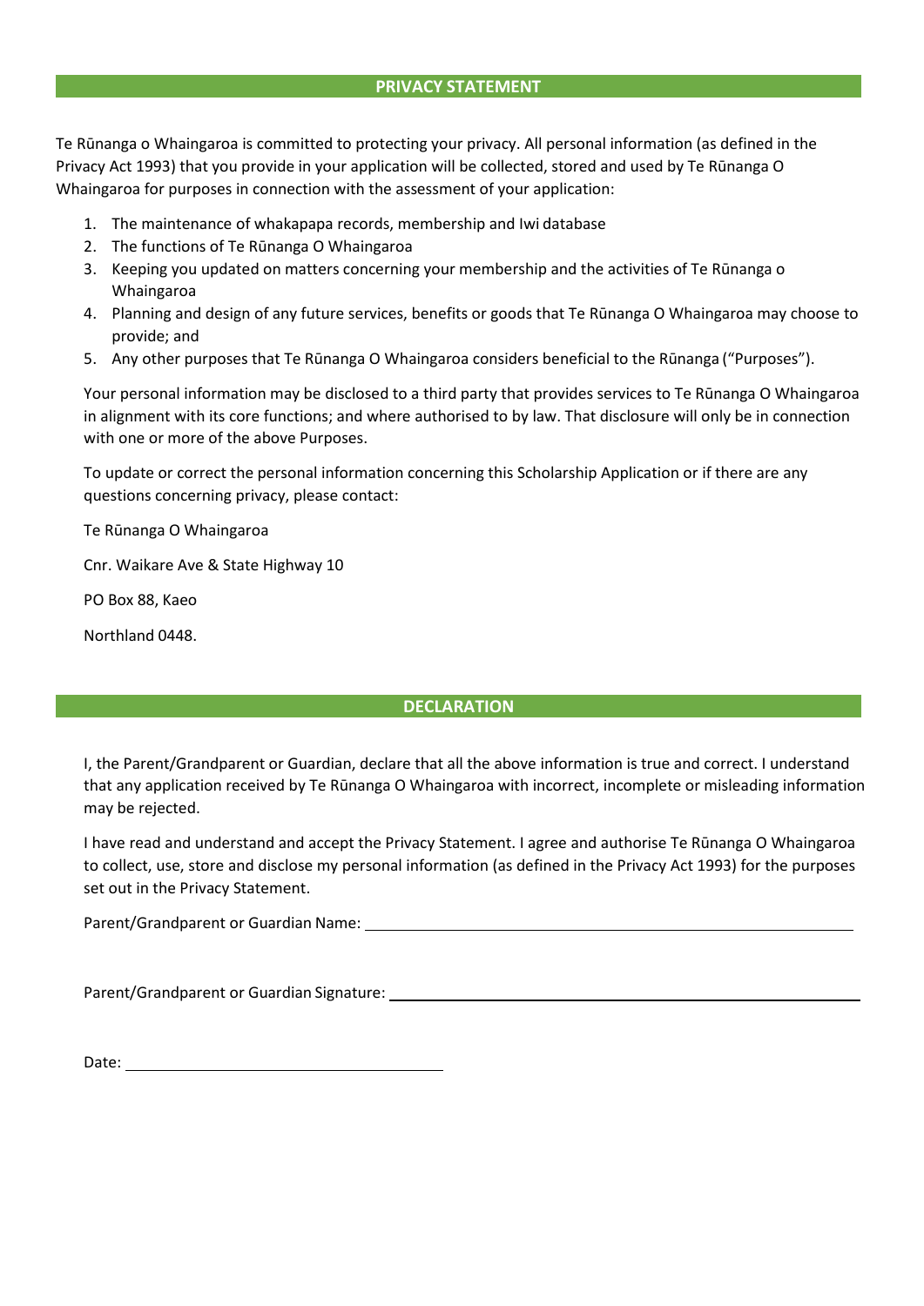## PRIVACY STATEMENT

Te Rūnanga o Whaingaroa is committed to protecting your privacy. All personal information (as defined in the Privacy Act 1993) that you provide in your application will be collected, stored and used by Te Rūnanga O Whaingaroa for purposes in connection with the assessment of your application:

1. The maintenance of whakapapa records, membership and Iwi database
2. The functions of Te Rūnanga O Whaingaroa
3. Keeping you updated on matters concerning your membership and the activities of Te Rūnanga o Whaingaroa
4. Planning and design of any future services, benefits or goods that Te Rūnanga O Whaingaroa may choose to provide; and
5. Any other purposes that Te Rūnanga O Whaingaroa considers beneficial to the Rūnanga ("Purposes").

Your personal information may be disclosed to a third party that provides services to Te Rūnanga O Whaingaroa in alignment with its core functions; and where authorised to by law. That disclosure will only be in connection with one or more of the above Purposes.

To update or correct the personal information concerning this Scholarship Application or if there are any questions concerning privacy, please contact:

Te Rūnanga O Whaingaroa

Cnr. Waikare Ave & State Highway 10

PO Box 88, Kaeo

Northland 0448.

## DECLARATION

I, the Parent/Grandparent or Guardian, declare that all the above information is true and correct. I understand that any application received by Te Rūnanga O Whaingaroa with incorrect, incomplete or misleading information may be rejected.

I have read and understand and accept the Privacy Statement. I agree and authorise Te Rūnanga O Whaingaroa to collect, use, store and disclose my personal information (as defined in the Privacy Act 1993) for the purposes set out in the Privacy Statement.

Parent/Grandparent or Guardian Name: ______________________________

Parent/Grandparent or Guardian Signature: ______________________________

Date: ____________________